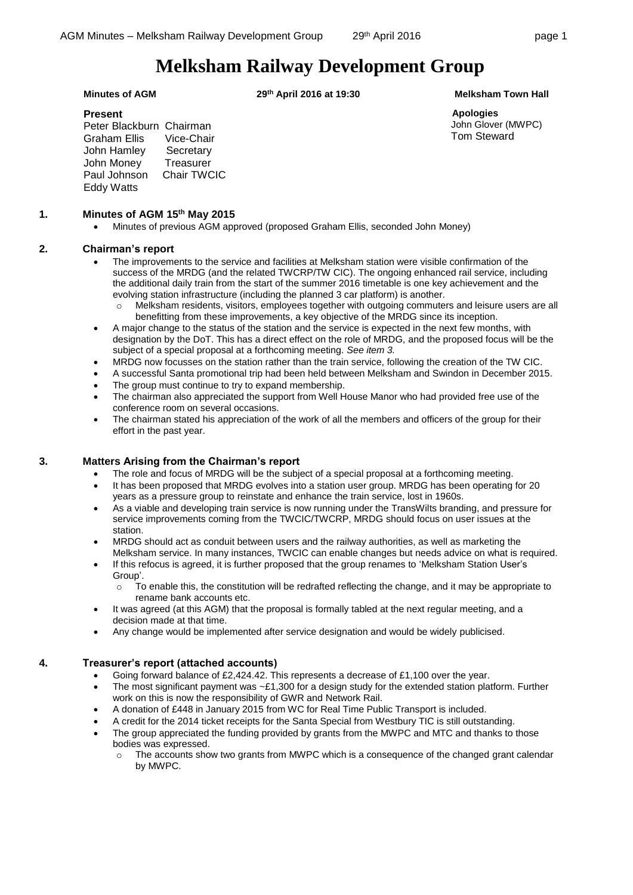# Melksham Railway Development Group

**Minutes of AGM** **29th April 2016 at 19:30** **Melksham Town Hall**

**Present**

Peter Blackburn Chairman
Graham Ellis Vice-Chair
John Hamley Secretary
John Money Treasurer
Paul Johnson Chair TWCIC
Eddy Watts

**Apologies**

John Glover (MWPC)
Tom Steward

## 1. Minutes of AGM 15th May 2015

- Minutes of previous AGM approved (proposed Graham Ellis, seconded John Money)

## 2. Chairman's report

- The improvements to the service and facilities at Melksham station were visible confirmation of the success of the MRDG (and the related TWCRP/TW CIC). The ongoing enhanced rail service, including the additional daily train from the start of the summer 2016 timetable is one key achievement and the evolving station infrastructure (including the planned 3 car platform) is another.
    - Melksham residents, visitors, employees together with outgoing commuters and leisure users are all benefitting from these improvements, a key objective of the MRDG since its inception.
- A major change to the status of the station and the service is expected in the next few months, with designation by the DoT. This has a direct effect on the role of MRDG, and the proposed focus will be the subject of a special proposal at a forthcoming meeting. *See item 3.*
- MRDG now focusses on the station rather than the train service, following the creation of the TW CIC.
- A successful Santa promotional trip had been held between Melksham and Swindon in December 2015.
- The group must continue to try to expand membership.
- The chairman also appreciated the support from Well House Manor who had provided free use of the conference room on several occasions.
- The chairman stated his appreciation of the work of all the members and officers of the group for their effort in the past year.

## 3. Matters Arising from the Chairman's report

- The role and focus of MRDG will be the subject of a special proposal at a forthcoming meeting.
- It has been proposed that MRDG evolves into a station user group. MRDG has been operating for 20 years as a pressure group to reinstate and enhance the train service, lost in 1960s.
- As a viable and developing train service is now running under the TransWilts branding, and pressure for service improvements coming from the TWCIC/TWCRP, MRDG should focus on user issues at the station.
- MRDG should act as conduit between users and the railway authorities, as well as marketing the Melksham service. In many instances, TWCIC can enable changes but needs advice on what is required.
- If this refocus is agreed, it is further proposed that the group renames to 'Melksham Station User's Group'.
    - To enable this, the constitution will be redrafted reflecting the change, and it may be appropriate to rename bank accounts etc.
- It was agreed (at this AGM) that the proposal is formally tabled at the next regular meeting, and a decision made at that time.
- Any change would be implemented after service designation and would be widely publicised.

## 4. Treasurer's report (attached accounts)

- Going forward balance of £2,424.42. This represents a decrease of £1,100 over the year.
- The most significant payment was ~£1,300 for a design study for the extended station platform. Further work on this is now the responsibility of GWR and Network Rail.
- A donation of £448 in January 2015 from WC for Real Time Public Transport is included.
- A credit for the 2014 ticket receipts for the Santa Special from Westbury TIC is still outstanding.
- The group appreciated the funding provided by grants from the MWPC and MTC and thanks to those bodies was expressed.
    - The accounts show two grants from MWPC which is a consequence of the changed grant calendar by MWPC.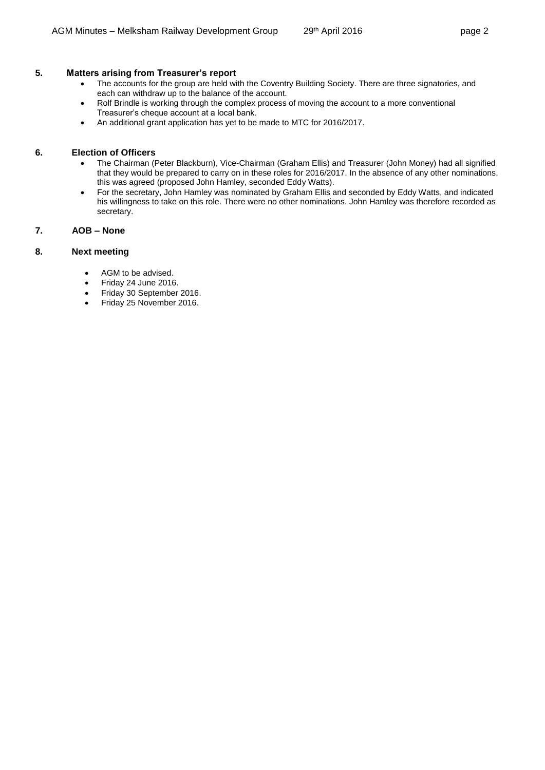## 5. Matters arising from Treasurer's report

- The accounts for the group are held with the Coventry Building Society. There are three signatories, and each can withdraw up to the balance of the account.
- Rolf Brindle is working through the complex process of moving the account to a more conventional Treasurer's cheque account at a local bank.
- An additional grant application has yet to be made to MTC for 2016/2017.

## 6. Election of Officers

- The Chairman (Peter Blackburn), Vice-Chairman (Graham Ellis) and Treasurer (John Money) had all signified that they would be prepared to carry on in these roles for 2016/2017. In the absence of any other nominations, this was agreed (proposed John Hamley, seconded Eddy Watts).
- For the secretary, John Hamley was nominated by Graham Ellis and seconded by Eddy Watts, and indicated his willingness to take on this role. There were no other nominations. John Hamley was therefore recorded as secretary.

## 7. AOB – None

## 8. Next meeting

- AGM to be advised.
- Friday 24 June 2016.
- Friday 30 September 2016.
- Friday 25 November 2016.